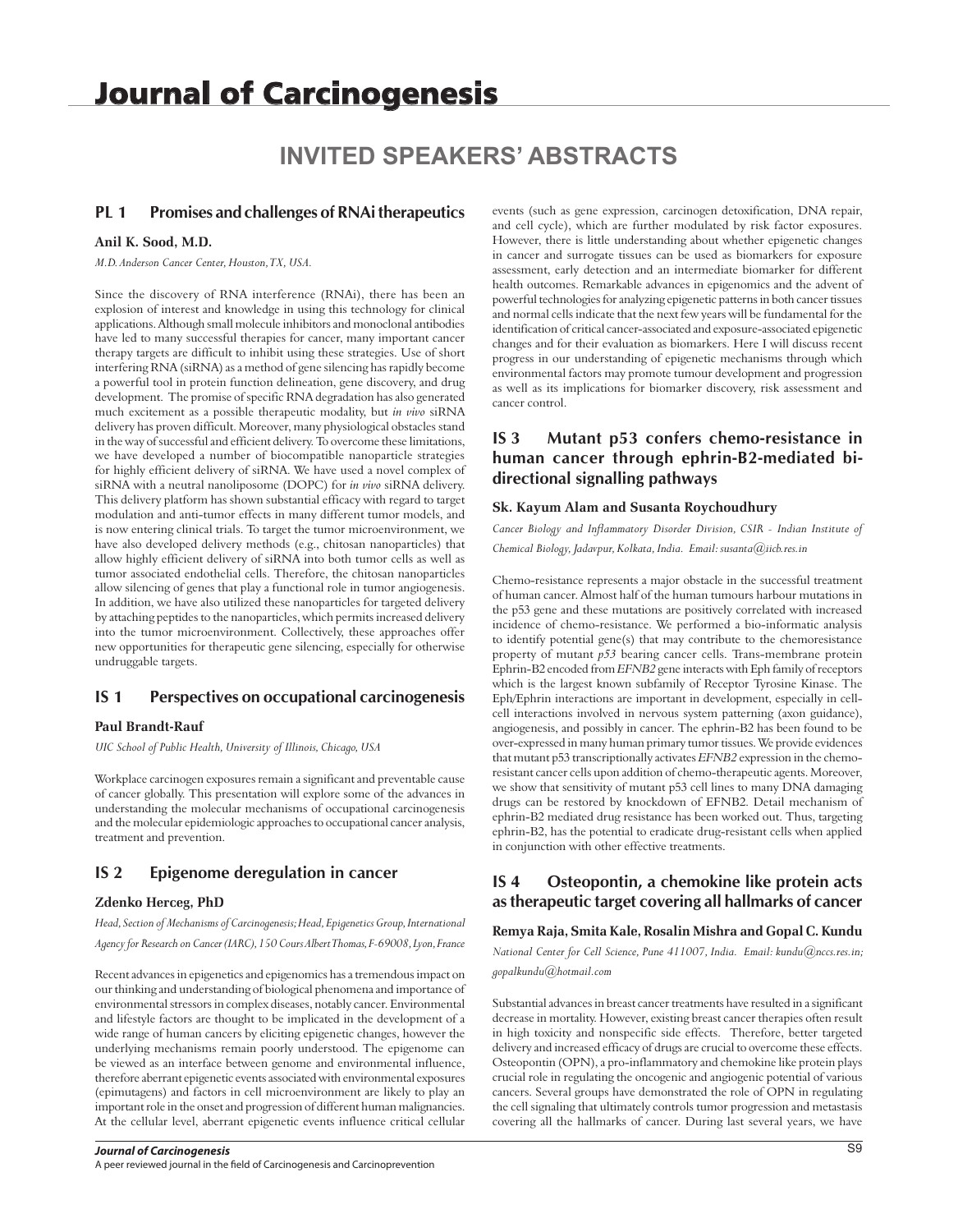# INVITED SPEAKERS' ABSTRACTS

## PL 1 Promises and challenges of RNAi therapeutics

**Anil K. Sood, M.D.**

*M.D. Anderson Cancer Center, Houston, TX, USA.*

Since the discovery of RNA interference (RNAi), there has been an explosion of interest and knowledge in using this technology for clinical applications. Although small molecule inhibitors and monoclonal antibodies have led to many successful therapies for cancer, many important cancer therapy targets are difficult to inhibit using these strategies. Use of short interfering RNA (siRNA) as a method of gene silencing has rapidly become a powerful tool in protein function delineation, gene discovery, and drug development. The promise of specific RNA degradation has also generated much excitement as a possible therapeutic modality, but *in vivo* siRNA delivery has proven difficult. Moreover, many physiological obstacles stand in the way of successful and efficient delivery. To overcome these limitations, we have developed a number of biocompatible nanoparticle strategies for highly efficient delivery of siRNA. We have used a novel complex of siRNA with a neutral nanoliposome (DOPC) for *in vivo* siRNA delivery. This delivery platform has shown substantial efficacy with regard to target modulation and anti-tumor effects in many different tumor models, and is now entering clinical trials. To target the tumor microenvironment, we have also developed delivery methods (e.g., chitosan nanoparticles) that allow highly efficient delivery of siRNA into both tumor cells as well as tumor associated endothelial cells. Therefore, the chitosan nanoparticles allow silencing of genes that play a functional role in tumor angiogenesis. In addition, we have also utilized these nanoparticles for targeted delivery by attaching peptides to the nanoparticles, which permits increased delivery into the tumor microenvironment. Collectively, these approaches offer new opportunities for therapeutic gene silencing, especially for otherwise undruggable targets.

## IS 1 Perspectives on occupational carcinogenesis

**Paul Brandt-Rauf**

*UIC School of Public Health, University of Illinois, Chicago, USA*

Workplace carcinogen exposures remain a significant and preventable cause of cancer globally. This presentation will explore some of the advances in understanding the molecular mechanisms of occupational carcinogenesis and the molecular epidemiologic approaches to occupational cancer analysis, treatment and prevention.

## IS 2 Epigenome deregulation in cancer

**Zdenko Herceg, PhD**

*Head, Section of Mechanisms of Carcinogenesis; Head, Epigenetics Group, International Agency for Research on Cancer (IARC), 150 Cours Albert Thomas, F-69008, Lyon, France*

Recent advances in epigenetics and epigenomics has a tremendous impact on our thinking and understanding of biological phenomena and importance of environmental stressors in complex diseases, notably cancer. Environmental and lifestyle factors are thought to be implicated in the development of a wide range of human cancers by eliciting epigenetic changes, however the underlying mechanisms remain poorly understood. The epigenome can be viewed as an interface between genome and environmental influence, therefore aberrant epigenetic events associated with environmental exposures (epimutagens) and factors in cell microenvironment are likely to play an important role in the onset and progression of different human malignancies. At the cellular level, aberrant epigenetic events influence critical cellular events (such as gene expression, carcinogen detoxification, DNA repair, and cell cycle), which are further modulated by risk factor exposures. However, there is little understanding about whether epigenetic changes in cancer and surrogate tissues can be used as biomarkers for exposure assessment, early detection and an intermediate biomarker for different health outcomes. Remarkable advances in epigenomics and the advent of powerful technologies for analyzing epigenetic patterns in both cancer tissues and normal cells indicate that the next few years will be fundamental for the identification of critical cancer-associated and exposure-associated epigenetic changes and for their evaluation as biomarkers. Here I will discuss recent progress in our understanding of epigenetic mechanisms through which environmental factors may promote tumour development and progression as well as its implications for biomarker discovery, risk assessment and cancer control.

## IS 3 Mutant p53 confers chemo-resistance in human cancer through ephrin-B2-mediated bi-directional signalling pathways

**Sk. Kayum Alam and Susanta Roychoudhury**

*Cancer Biology and Inflammatory Disorder Division, CSIR - Indian Institute of Chemical Biology, Jadavpur, Kolkata, India. Email: susanta@iicb.res.in*

Chemo-resistance represents a major obstacle in the successful treatment of human cancer. Almost half of the human tumours harbour mutations in the p53 gene and these mutations are positively correlated with increased incidence of chemo-resistance. We performed a bio-informatic analysis to identify potential gene(s) that may contribute to the chemoresistance property of mutant *p53* bearing cancer cells. Trans-membrane protein Ephrin-B2 encoded from *EFNB2* gene interacts with Eph family of receptors which is the largest known subfamily of Receptor Tyrosine Kinase. The Eph/Ephrin interactions are important in development, especially in cell-cell interactions involved in nervous system patterning (axon guidance), angiogenesis, and possibly in cancer. The ephrin-B2 has been found to be over-expressed in many human primary tumor tissues. We provide evidences that mutant p53 transcriptionally activates *EFNB2* expression in the chemo-resistant cancer cells upon addition of chemo-therapeutic agents. Moreover, we show that sensitivity of mutant p53 cell lines to many DNA damaging drugs can be restored by knockdown of EFNB2. Detail mechanism of ephrin-B2 mediated drug resistance has been worked out. Thus, targeting ephrin-B2, has the potential to eradicate drug-resistant cells when applied in conjunction with other effective treatments.

## IS 4 Osteopontin, a chemokine like protein acts as therapeutic target covering all hallmarks of cancer

**Remya Raja, Smita Kale, Rosalin Mishra and Gopal C. Kundu**

*National Center for Cell Science, Pune 411007, India. Email: kundu@nccs.res.in; gopalkundu@hotmail.com*

Substantial advances in breast cancer treatments have resulted in a significant decrease in mortality. However, existing breast cancer therapies often result in high toxicity and nonspecific side effects. Therefore, better targeted delivery and increased efficacy of drugs are crucial to overcome these effects. Osteopontin (OPN), a pro-inflammatory and chemokine like protein plays crucial role in regulating the oncogenic and angiogenic potential of various cancers. Several groups have demonstrated the role of OPN in regulating the cell signaling that ultimately controls tumor progression and metastasis covering all the hallmarks of cancer. During last several years, we have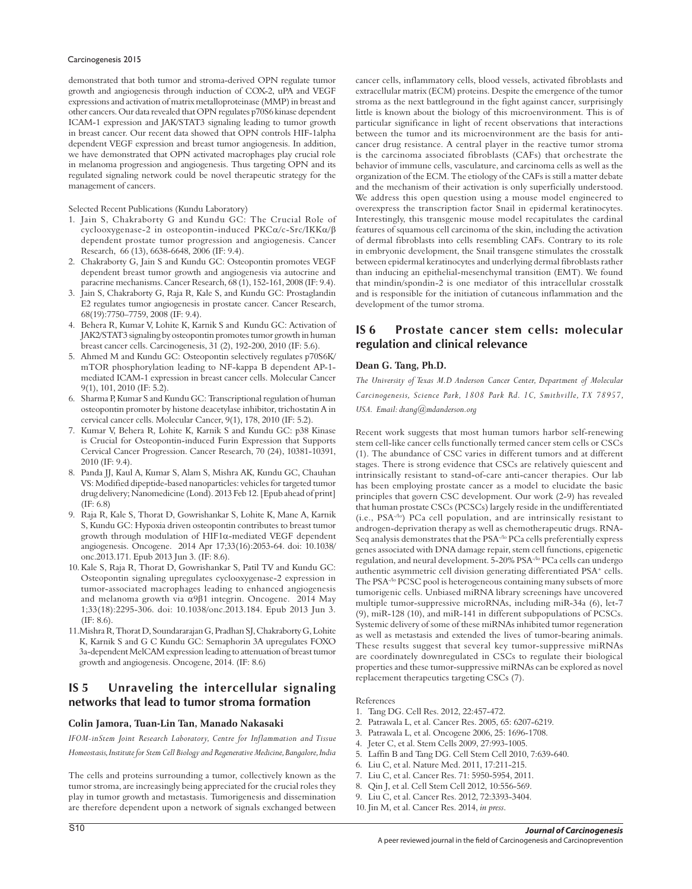demonstrated that both tumor and stroma-derived OPN regulate tumor growth and angiogenesis through induction of COX-2, uPA and VEGF expressions and activation of matrix metalloproteinase (MMP) in breast and other cancers. Our data revealed that OPN regulates p70S6 kinase dependent ICAM-1 expression and JAK/STAT3 signaling leading to tumor growth in breast cancer. Our recent data showed that OPN controls HIF-1alpha dependent VEGF expression and breast tumor angiogenesis. In addition, we have demonstrated that OPN activated macrophages play crucial role in melanoma progression and angiogenesis. Thus targeting OPN and its regulated signaling network could be novel therapeutic strategy for the management of cancers.

Selected Recent Publications (Kundu Laboratory)

1. Jain S, Chakraborty G and Kundu GC: The Crucial Role of cyclooxygenase-2 in osteopontin-induced PKCα/c-Src/IKKα/β dependent prostate tumor progression and angiogenesis. Cancer Research, 66 (13), 6638-6648, 2006 (IF: 9.4).
2. Chakraborty G, Jain S and Kundu GC: Osteopontin promotes VEGF dependent breast tumor growth and angiogenesis via autocrine and paracrine mechanisms. Cancer Research, 68 (1), 152-161, 2008 (IF: 9.4).
3. Jain S, Chakraborty G, Raja R, Kale S, and Kundu GC: Prostaglandin E2 regulates tumor angiogenesis in prostate cancer. Cancer Research, 68(19):7750–7759, 2008 (IF: 9.4).
4. Behera R, Kumar V, Lohite K, Karnik S and Kundu GC: Activation of JAK2/STAT3 signaling by osteopontin promotes tumor growth in human breast cancer cells. Carcinogenesis, 31 (2), 192-200, 2010 (IF: 5.6).
5. Ahmed M and Kundu GC: Osteopontin selectively regulates p70S6K/mTOR phosphorylation leading to NF-kappa B dependent AP-1-mediated ICAM-1 expression in breast cancer cells. Molecular Cancer 9(1), 101, 2010 (IF: 5.2).
6. Sharma P, Kumar S and Kundu GC: Transcriptional regulation of human osteopontin promoter by histone deacetylase inhibitor, trichostatin A in cervical cancer cells. Molecular Cancer, 9(1), 178, 2010 (IF: 5.2).
7. Kumar V, Behera R, Lohite K, Karnik S and Kundu GC: p38 Kinase is Crucial for Osteopontin-induced Furin Expression that Supports Cervical Cancer Progression. Cancer Research, 70 (24), 10381-10391, 2010 (IF: 9.4).
8. Panda JJ, Kaul A, Kumar S, Alam S, Mishra AK, Kundu GC, Chauhan VS: Modified dipeptide-based nanoparticles: vehicles for targeted tumor drug delivery; Nanomedicine (Lond). 2013 Feb 12. [Epub ahead of print] (IF: 6.8)
9. Raja R, Kale S, Thorat D, Gowrishankar S, Lohite K, Mane A, Karnik S, Kundu GC: Hypoxia driven osteopontin contributes to breast tumor growth through modulation of HIF1α-mediated VEGF dependent angiogenesis. Oncogene. 2014 Apr 17;33(16):2053-64. doi: 10.1038/onc.2013.171. Epub 2013 Jun 3. (IF: 8.6).
10. Kale S, Raja R, Thorat D, Gowrishankar S, Patil TV and Kundu GC: Osteopontin signaling upregulates cyclooxygenase-2 expression in tumor-associated macrophages leading to enhanced angiogenesis and melanoma growth via α9β1 integrin. Oncogene. 2014 May 1;33(18):2295-306. doi: 10.1038/onc.2013.184. Epub 2013 Jun 3. (IF: 8.6).
11. Mishra R, Thorat D, Soundararajan G, Pradhan SJ, Chakraborty G, Lohite K, Karnik S and G C Kundu GC: Semaphorin 3A upregulates FOXO 3a-dependent MelCAM expression leading to attenuation of breast tumor growth and angiogenesis. Oncogene, 2014. (IF: 8.6)

## IS 5 Unraveling the intercellular signaling networks that lead to tumor stroma formation

**Colin Jamora, Tuan-Lin Tan, Manado Nakasaki**

*IFOM-inStem Joint Research Laboratory, Centre for Inflammation and Tissue Homeostasis, Institute for Stem Cell Biology and Regenerative Medicine, Bangalore, India*

The cells and proteins surrounding a tumor, collectively known as the tumor stroma, are increasingly being appreciated for the crucial roles they play in tumor growth and metastasis. Tumorigenesis and dissemination are therefore dependent upon a network of signals exchanged between cancer cells, inflammatory cells, blood vessels, activated fibroblasts and extracellular matrix (ECM) proteins. Despite the emergence of the tumor stroma as the next battleground in the fight against cancer, surprisingly little is known about the biology of this microenvironment. This is of particular significance in light of recent observations that interactions between the tumor and its microenvironment are the basis for anti-cancer drug resistance. A central player in the reactive tumor stroma is the carcinoma associated fibroblasts (CAFs) that orchestrate the behavior of immune cells, vasculature, and carcinoma cells as well as the organization of the ECM. The etiology of the CAFs is still a matter debate and the mechanism of their activation is only superficially understood. We address this open question using a mouse model engineered to overexpress the transcription factor Snail in epidermal keratinocytes. Interestingly, this transgenic mouse model recapitulates the cardinal features of squamous cell carcinoma of the skin, including the activation of dermal fibroblasts into cells resembling CAFs. Contrary to its role in embryonic development, the Snail transgene stimulates the crosstalk between epidermal keratinocytes and underlying dermal fibroblasts rather than inducing an epithelial-mesenchymal transition (EMT). We found that mindin/spondin-2 is one mediator of this intracellular crosstalk and is responsible for the initiation of cutaneous inflammation and the development of the tumor stroma.

## IS 6 Prostate cancer stem cells: molecular regulation and clinical relevance

**Dean G. Tang, Ph.D.**

*The University of Texas M.D Anderson Cancer Center, Department of Molecular Carcinogenesis, Science Park, 1808 Park Rd. 1C, Smithville, TX 78957, USA. Email: dtang@mdanderson.org*

Recent work suggests that most human tumors harbor self-renewing stem cell-like cancer cells functionally termed cancer stem cells or CSCs (1). The abundance of CSC varies in different tumors and at different stages. There is strong evidence that CSCs are relatively quiescent and intrinsically resistant to stand-of-care anti-cancer therapies. Our lab has been employing prostate cancer as a model to elucidate the basic principles that govern CSC development. Our work (2-9) has revealed that human prostate CSCs (PCSCs) largely reside in the undifferentiated (i.e., PSA$^{-/lo}$) PCa cell population, and are intrinsically resistant to androgen-deprivation therapy as well as chemotherapeutic drugs. RNA-Seq analysis demonstrates that the PSA$^{-/lo}$ PCa cells preferentially express genes associated with DNA damage repair, stem cell functions, epigenetic regulation, and neural development. 5-20% PSA$^{-/lo}$ PCa cells can undergo authentic asymmetric cell division generating differentiated PSA$^{+}$ cells. The PSA$^{-/lo}$ PCSC pool is heterogeneous containing many subsets of more tumorigenic cells. Unbiased miRNA library screenings have uncovered multiple tumor-suppressive microRNAs, including miR-34a (6), let-7 (9), miR-128 (10), and miR-141 in different subpopulations of PCSCs. Systemic delivery of some of these miRNAs inhibited tumor regeneration as well as metastasis and extended the lives of tumor-bearing animals. These results suggest that several key tumor-suppressive miRNAs are coordinately downregulated in CSCs to regulate their biological properties and these tumor-suppressive miRNAs can be explored as novel replacement therapeutics targeting CSCs (7).

References

1. Tang DG. Cell Res. 2012, 22:457-472.
2. Patrawala L, et al. Cancer Res. 2005, 65: 6207-6219.
3. Patrawala L, et al. Oncogene 2006, 25: 1696-1708.
4. Jeter C, et al. Stem Cells 2009, 27:993-1005.
5. Laffin B and Tang DG. Cell Stem Cell 2010, 7:639-640.
6. Liu C, et al. Nature Med. 2011, 17:211-215.
7. Liu C, et al. Cancer Res. 71: 5950-5954, 2011.
8. Qin J, et al. Cell Stem Cell 2012, 10:556-569.
9. Liu C, et al. Cancer Res. 2012, 72:3393-3404.
10. Jin M, et al. Cancer Res. 2014, *in press*.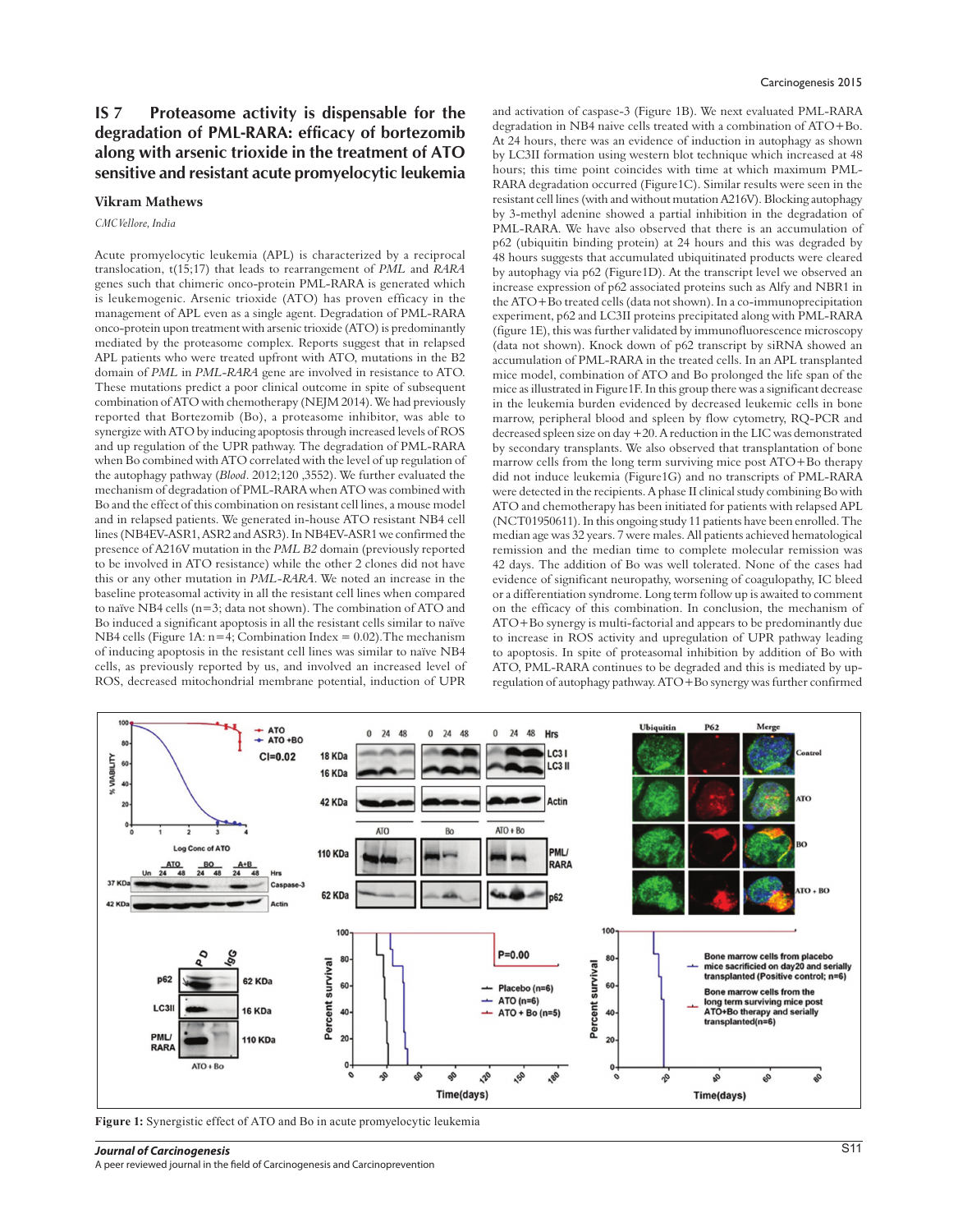## IS 7 Proteasome activity is dispensable for the degradation of PML-RARA: efficacy of bortezomib along with arsenic trioxide in the treatment of ATO sensitive and resistant acute promyelocytic leukemia

**Vikram Mathews**

*CMC Vellore, India*

Acute promyelocytic leukemia (APL) is characterized by a reciprocal translocation, t(15;17) that leads to rearrangement of *PML* and *RARA* genes such that chimeric onco-protein PML-RARA is generated which is leukemogenic. Arsenic trioxide (ATO) has proven efficacy in the management of APL even as a single agent. Degradation of PML-RARA onco-protein upon treatment with arsenic trioxide (ATO) is predominantly mediated by the proteasome complex. Reports suggest that in relapsed APL patients who were treated upfront with ATO, mutations in the B2 domain of *PML* in *PML-RARA* gene are involved in resistance to ATO. These mutations predict a poor clinical outcome in spite of subsequent combination of ATO with chemotherapy (NEJM 2014). We had previously reported that Bortezomib (Bo), a proteasome inhibitor, was able to synergize with ATO by inducing apoptosis through increased levels of ROS and up regulation of the UPR pathway. The degradation of PML-RARA when Bo combined with ATO correlated with the level of up regulation of the autophagy pathway (*Blood*. 2012;120 ,3552). We further evaluated the mechanism of degradation of PML-RARA when ATO was combined with Bo and the effect of this combination on resistant cell lines, a mouse model and in relapsed patients. We generated in-house ATO resistant NB4 cell lines (NB4EV-ASR1, ASR2 and ASR3). In NB4EV-ASR1 we confirmed the presence of A216V mutation in the *PML B2* domain (previously reported to be involved in ATO resistance) while the other 2 clones did not have this or any other mutation in *PML-RARA*. We noted an increase in the baseline proteasomal activity in all the resistant cell lines when compared to naïve NB4 cells (n=3; data not shown). The combination of ATO and Bo induced a significant apoptosis in all the resistant cells similar to naïve NB4 cells (Figure 1A: n=4; Combination Index = 0.02).The mechanism of inducing apoptosis in the resistant cell lines was similar to naïve NB4 cells, as previously reported by us, and involved an increased level of ROS, decreased mitochondrial membrane potential, induction of UPR and activation of caspase-3 (Figure 1B). We next evaluated PML-RARA degradation in NB4 naive cells treated with a combination of ATO+Bo. At 24 hours, there was an evidence of induction in autophagy as shown by LC3II formation using western blot technique which increased at 48 hours; this time point coincides with time at which maximum PML-RARA degradation occurred (Figure1C). Similar results were seen in the resistant cell lines (with and without mutation A216V). Blocking autophagy by 3-methyl adenine showed a partial inhibition in the degradation of PML-RARA. We have also observed that there is an accumulation of p62 (ubiquitin binding protein) at 24 hours and this was degraded by 48 hours suggests that accumulated ubiquitinated products were cleared by autophagy via p62 (Figure1D). At the transcript level we observed an increase expression of p62 associated proteins such as Alfy and NBR1 in the ATO+Bo treated cells (data not shown). In a co-immunoprecipitation experiment, p62 and LC3II proteins precipitated along with PML-RARA (figure 1E), this was further validated by immunofluorescence microscopy (data not shown). Knock down of p62 transcript by siRNA showed an accumulation of PML-RARA in the treated cells. In an APL transplanted mice model, combination of ATO and Bo prolonged the life span of the mice as illustrated in Figure1F. In this group there was a significant decrease in the leukemia burden evidenced by decreased leukemic cells in bone marrow, peripheral blood and spleen by flow cytometry, RQ-PCR and decreased spleen size on day +20. A reduction in the LIC was demonstrated by secondary transplants. We also observed that transplantation of bone marrow cells from the long term surviving mice post ATO+Bo therapy did not induce leukemia (Figure1G) and no transcripts of PML-RARA were detected in the recipients. A phase II clinical study combining Bo with ATO and chemotherapy has been initiated for patients with relapsed APL (NCT01950611). In this ongoing study 11 patients have been enrolled. The median age was 32 years. 7 were males. All patients achieved hematological remission and the median time to complete molecular remission was 42 days. The addition of Bo was well tolerated. None of the cases had evidence of significant neuropathy, worsening of coagulopathy, IC bleed or a differentiation syndrome. Long term follow up is awaited to comment on the efficacy of this combination. In conclusion, the mechanism of ATO+Bo synergy is multi-factorial and appears to be predominantly due to increase in ROS activity and upregulation of UPR pathway leading to apoptosis. In spite of proteasomal inhibition by addition of Bo with ATO, PML-RARA continues to be degraded and this is mediated by up-regulation of autophagy pathway. ATO+Bo synergy was further confirmed

**Figure 1:** Synergistic effect of ATO and Bo in acute promyelocytic leukemia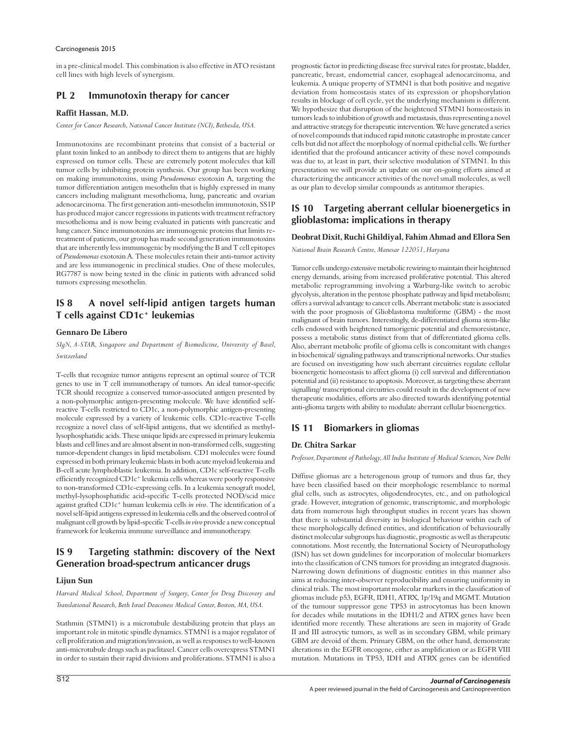in a pre-clinical model. This combination is also effective in ATO resistant cell lines with high levels of synergism.

## PL 2 Immunotoxin therapy for cancer

**Raffit Hassan, M.D.**

*Center for Cancer Research, National Cancer Institute (NCI), Bethesda, USA.*

Immunotoxins are recombinant proteins that consist of a bacterial or plant toxin linked to an antibody to direct them to antigens that are highly expressed on tumor cells. These are extremely potent molecules that kill tumor cells by inhibiting protein synthesis. Our group has been working on making immunotoxins, using *Pseudomonas* exotoxin A, targeting the tumor differentiation antigen mesothelin that is highly expressed in many cancers including malignant mesothelioma, lung, pancreatic and ovarian adenocarcinoma. The first generation anti-mesothelin immunotoxin, SS1P has produced major cancer regressions in patients with treatment refractory mesothelioma and is now being evaluated in patients with pancreatic and lung cancer. Since immunotoxins are immunogenic proteins that limits re-treatment of patients, our group has made second generation immunotoxins that are inherently less immunogenic by modifying the B and T cell epitopes of *Pseudomonas* exotoxin A. These molecules retain their anti-tumor activity and are less immunogenic in preclinical studies. One of these molecules, RG7787 is now being tested in the clinic in patients with advanced solid tumors expressing mesothelin.

## IS 8 A novel self-lipid antigen targets human T cells against CD1c+ leukemias

**Gennaro De Libero**

*SIgN, A-STAR, Singapore and Department of Biomedicine, University of Basel, Switzerland*

T-cells that recognize tumor antigens represent an optimal source of TCR genes to use in T cell immunotherapy of tumors. An ideal tumor-specific TCR should recognize a conserved tumor-associated antigen presented by a non-polymorphic antigen-presenting molecule. We have identified self-reactive T-cells restricted to CD1c, a non-polymorphic antigen-presenting molecule expressed by a variety of leukemic cells. CD1c-reactive T-cells recognize a novel class of self-lipid antigens, that we identified as methyl-lysophosphatidic acids. These unique lipids are expressed in primary leukemia blasts and cell lines and are almost absent in non-transformed cells, suggesting tumor-dependent changes in lipid metabolism. CD1 molecules were found expressed in both primary leukemic blasts in both acute myeloid leukemia and B-cell acute lymphoblastic leukemia. In addition, CD1c self-reactive T-cells efficiently recognized CD1c+ leukemia cells whereas were poorly responsive to non-transformed CD1c-expressing cells. In a leukemia xenograft model, methyl-lysophosphatidic acid-specific T-cells protected NOD/scid mice against grafted CD1c+ human leukemia cells *in vivo*. The identification of a novel self-lipid antigens expressed in leukemia cells and the observed control of malignant cell growth by lipid-specific T-cells *in vivo* provide a new conceptual framework for leukemia immune surveillance and immunotherapy.

## IS 9 Targeting stathmin: discovery of the Next Generation broad-spectrum anticancer drugs

**Lijun Sun**

*Harvard Medical School, Department of Surgery, Center for Drug Discovery and Translational Research, Beth Israel Deaconess Medical Center, Boston, MA, USA.*

Stathmin (STMN1) is a microtubule destabilizing protein that plays an important role in mitotic spindle dynamics. STMN1 is a major regulator of cell proliferation and migration/invasion, as well as responses to well-known anti-microtubule drugs such as paclitaxel. Cancer cells overexpress STMN1 in order to sustain their rapid divisions and proliferations. STMN1 is also a prognostic factor in predicting disease free survival rates for prostate, bladder, pancreatic, breast, endometrial cancer, esophageal adenocarcinoma, and leukemia. A unique property of STMN1 is that both positive and negative deviation from homeostasis states of its expression or phopshorylation results in blockage of cell cycle, yet the underlying mechanism is different. We hypothesize that disruption of the heightened STMN1 homeostasis in tumors leads to inhibition of growth and metastasis, thus representing a novel and attractive strategy for therapeutic intervention. We have generated a series of novel compounds that induced rapid mitotic catastrophe in prostate cancer cells but did not affect the morphology of normal epithelial cells. We further identified that the profound anticancer activity of these novel compounds was due to, at least in part, their selective modulation of STMN1. In this presentation we will provide an update on our on-going efforts aimed at characterizing the anticancer activities of the novel small molecules, as well as our plan to develop similar compounds as antitumor therapies.

## IS 10 Targeting aberrant cellular bioenergetics in glioblastoma: implications in therapy

**Deobrat Dixit, Ruchi Ghildiyal, Fahim Ahmad and Ellora Sen**

*National Brain Research Centre, Manesar 122051, Haryana*

Tumor cells undergo extensive metabolic rewiring to maintain their heightened energy demands, arising from increased proliferative potential. This altered metabolic reprogramming involving a Warburg-like switch to aerobic glycolysis, alteration in the pentose phosphate pathway and lipid metabolism; offers a survival advantage to cancer cells. Aberrant metabolic state is associated with the poor prognosis of Glioblastoma multiforme (GBM) - the most malignant of brain tumors. Interestingly, de-differentiated glioma stem-like cells endowed with heightened tumorigenic potential and chemoresistance, possess a metabolic status distinct from that of differentiated glioma cells. Also, aberrant metabolic profile of glioma cells is concomitant with changes in biochemical/ signaling pathways and transcriptional networks. Our studies are focused on investigating how such aberrant circuitries regulate cellular bioenergetic homeostasis to affect glioma (i) cell survival and differentiation potential and (ii) resistance to apoptosis. Moreover, as targeting these aberrant signalling/ transcriptional circuitries could result in the development of new therapeutic modalities, efforts are also directed towards identifying potential anti-glioma targets with ability to modulate aberrant cellular bioenergetics.

## IS 11 Biomarkers in gliomas

**Dr. Chitra Sarkar**

*Professor, Department of Pathology, All India Institute of Medical Sciences, New Delhi*

Diffuse gliomas are a heterogenous group of tumors and thus far, they have been classified based on their morphologic resemblance to normal glial cells, such as astrocytes, oligodendrocytes, etc., and on pathological grade. However, integration of genomic, transcriptomic, and morphologic data from numerous high throughput studies in recent years has shown that there is substantial diversity in biological behaviour within each of these morphologically defined entities, and identification of behaviourally distinct molecular subgroups has diagnostic, prognostic as well as therapeutic connotations. Most recently, the International Society of Neuropathology (ISN) has set down guidelines for incorporation of molecular biomarkers into the classification of CNS tumors for providing an integrated diagnosis. Narrowing down definitions of diagnostic entities in this manner also aims at reducing inter-observer reproducibility and ensuring uniformity in clinical trials. The most important molecular markers in the classification of gliomas include p53, EGFR, IDH1, ATRX, 1p/19q and MGMT. Mutation of the tumour suppressor gene TP53 in astrocytomas has been known for decades while mutations in the IDH1/2 and ATRX genes have been identified more recently. These alterations are seen in majority of Grade II and III astrocytic tumors, as well as in secondary GBM, while primary GBM are devoid of them. Primary GBM, on the other hand, demonstrate alterations in the EGFR oncogene, either as amplification or as EGFR VIII mutation. Mutations in TP53, IDH and ATRX genes can be identified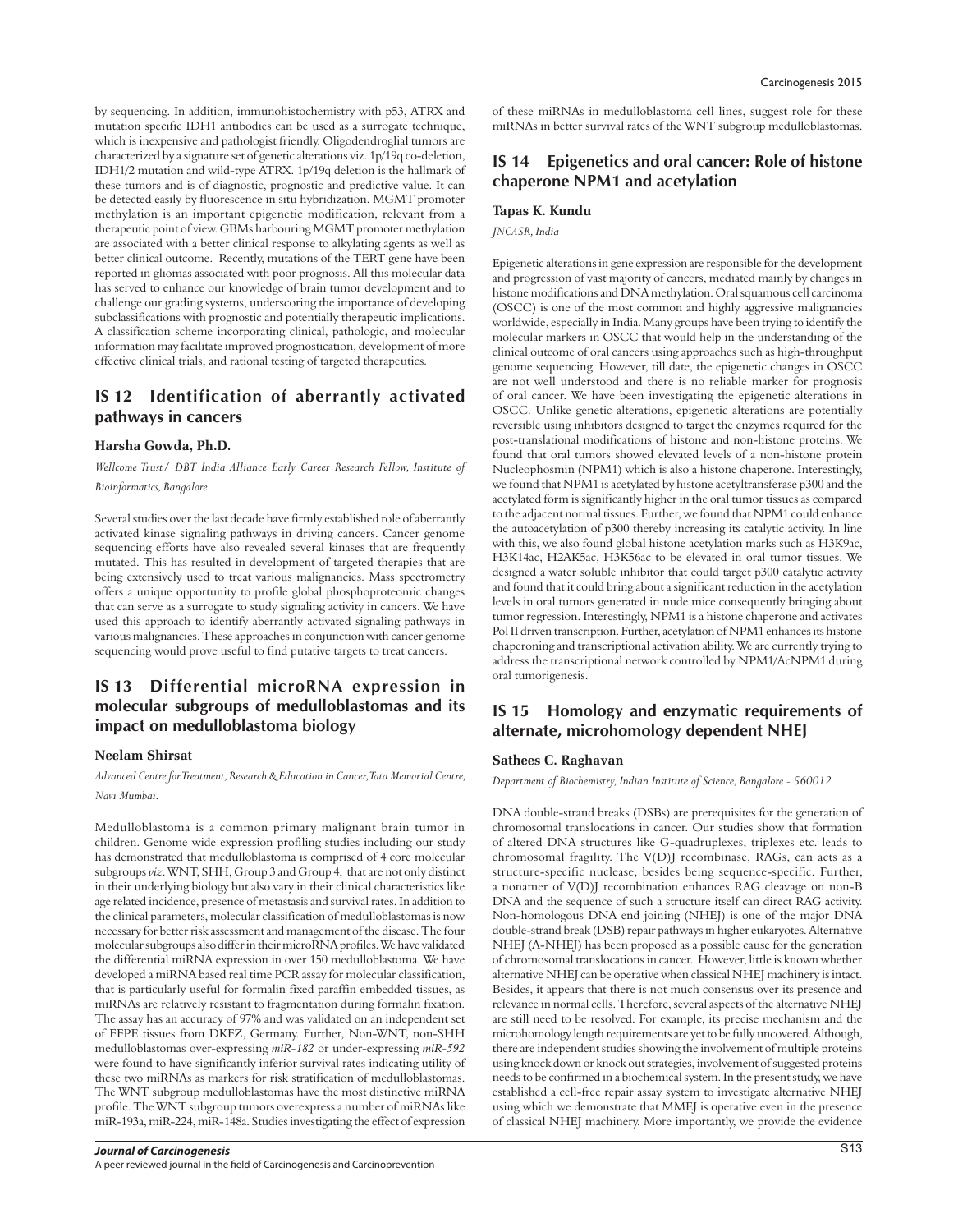by sequencing. In addition, immunohistochemistry with p53, ATRX and mutation specific IDH1 antibodies can be used as a surrogate technique, which is inexpensive and pathologist friendly. Oligodendroglial tumors are characterized by a signature set of genetic alterations viz. 1p/19q co-deletion, IDH1/2 mutation and wild-type ATRX. 1p/19q deletion is the hallmark of these tumors and is of diagnostic, prognostic and predictive value. It can be detected easily by fluorescence in situ hybridization. MGMT promoter methylation is an important epigenetic modification, relevant from a therapeutic point of view. GBMs harbouring MGMT promoter methylation are associated with a better clinical response to alkylating agents as well as better clinical outcome. Recently, mutations of the TERT gene have been reported in gliomas associated with poor prognosis. All this molecular data has served to enhance our knowledge of brain tumor development and to challenge our grading systems, underscoring the importance of developing subclassifications with prognostic and potentially therapeutic implications. A classification scheme incorporating clinical, pathologic, and molecular information may facilitate improved prognostication, development of more effective clinical trials, and rational testing of targeted therapeutics.

## IS 12 Identification of aberrantly activated pathways in cancers

### Harsha Gowda, Ph.D.

*Wellcome Trust / DBT India Alliance Early Career Research Fellow, Institute of Bioinformatics, Bangalore.*

Several studies over the last decade have firmly established role of aberrantly activated kinase signaling pathways in driving cancers. Cancer genome sequencing efforts have also revealed several kinases that are frequently mutated. This has resulted in development of targeted therapies that are being extensively used to treat various malignancies. Mass spectrometry offers a unique opportunity to profile global phosphoproteomic changes that can serve as a surrogate to study signaling activity in cancers. We have used this approach to identify aberrantly activated signaling pathways in various malignancies. These approaches in conjunction with cancer genome sequencing would prove useful to find putative targets to treat cancers.

## IS 13 Differential microRNA expression in molecular subgroups of medulloblastomas and its impact on medulloblastoma biology

### Neelam Shirsat

*Advanced Centre for Treatment, Research & Education in Cancer, Tata Memorial Centre, Navi Mumbai.*

Medulloblastoma is a common primary malignant brain tumor in children. Genome wide expression profiling studies including our study has demonstrated that medulloblastoma is comprised of 4 core molecular subgroups *viz*. WNT, SHH, Group 3 and Group 4, that are not only distinct in their underlying biology but also vary in their clinical characteristics like age related incidence, presence of metastasis and survival rates. In addition to the clinical parameters, molecular classification of medulloblastomas is now necessary for better risk assessment and management of the disease. The four molecular subgroups also differ in their microRNA profiles. We have validated the differential miRNA expression in over 150 medulloblastoma. We have developed a miRNA based real time PCR assay for molecular classification, that is particularly useful for formalin fixed paraffin embedded tissues, as miRNAs are relatively resistant to fragmentation during formalin fixation. The assay has an accuracy of 97% and was validated on an independent set of FFPE tissues from DKFZ, Germany. Further, Non-WNT, non-SHH medulloblastomas over-expressing *miR-182* or under-expressing *miR-592* were found to have significantly inferior survival rates indicating utility of these two miRNAs as markers for risk stratification of medulloblastomas. The WNT subgroup medulloblastomas have the most distinctive miRNA profile. The WNT subgroup tumors overexpress a number of miRNAs like miR-193a, miR-224, miR-148a. Studies investigating the effect of expression of these miRNAs in medulloblastoma cell lines, suggest role for these miRNAs in better survival rates of the WNT subgroup medulloblastomas.

## IS 14 Epigenetics and oral cancer: Role of histone chaperone NPM1 and acetylation

### Tapas K. Kundu

*JNCASR, India*

Epigenetic alterations in gene expression are responsible for the development and progression of vast majority of cancers, mediated mainly by changes in histone modifications and DNA methylation. Oral squamous cell carcinoma (OSCC) is one of the most common and highly aggressive malignancies worldwide, especially in India. Many groups have been trying to identify the molecular markers in OSCC that would help in the understanding of the clinical outcome of oral cancers using approaches such as high-throughput genome sequencing. However, till date, the epigenetic changes in OSCC are not well understood and there is no reliable marker for prognosis of oral cancer. We have been investigating the epigenetic alterations in OSCC. Unlike genetic alterations, epigenetic alterations are potentially reversible using inhibitors designed to target the enzymes required for the post-translational modifications of histone and non-histone proteins. We found that oral tumors showed elevated levels of a non-histone protein Nucleophosmin (NPM1) which is also a histone chaperone. Interestingly, we found that NPM1 is acetylated by histone acetyltransferase p300 and the acetylated form is significantly higher in the oral tumor tissues as compared to the adjacent normal tissues. Further, we found that NPM1 could enhance the autoacetylation of p300 thereby increasing its catalytic activity. In line with this, we also found global histone acetylation marks such as H3K9ac, H3K14ac, H2AK5ac, H3K56ac to be elevated in oral tumor tissues. We designed a water soluble inhibitor that could target p300 catalytic activity and found that it could bring about a significant reduction in the acetylation levels in oral tumors generated in nude mice consequently bringing about tumor regression. Interestingly, NPM1 is a histone chaperone and activates Pol II driven transcription. Further, acetylation of NPM1 enhances its histone chaperoning and transcriptional activation ability. We are currently trying to address the transcriptional network controlled by NPM1/AcNPM1 during oral tumorigenesis.

## IS 15 Homology and enzymatic requirements of alternate, microhomology dependent NHEJ

### Sathees C. Raghavan

*Department of Biochemistry, Indian Institute of Science, Bangalore - 560012*

DNA double-strand breaks (DSBs) are prerequisites for the generation of chromosomal translocations in cancer. Our studies show that formation of altered DNA structures like G-quadruplexes, triplexes etc. leads to chromosomal fragility. The V(D)J recombinase, RAGs, can act as a structure-specific nuclease, besides being sequence-specific. Further, a nonamer of V(D)J recombination enhances RAG cleavage on non-B DNA and the sequence of such a structure itself can direct RAG activity. Non-homologous DNA end joining (NHEJ) is one of the major DNA double-strand break (DSB) repair pathways in higher eukaryotes. Alternative NHEJ (A-NHEJ) has been proposed as a possible cause for the generation of chromosomal translocations in cancer. However, little is known whether alternative NHEJ can be operative when classical NHEJ machinery is intact. Besides, it appears that there is not much consensus over its presence and relevance in normal cells. Therefore, several aspects of the alternative NHEJ are still need to be resolved. For example, its precise mechanism and the microhomology length requirements are yet to be fully uncovered. Although, there are independent studies showing the involvement of multiple proteins using knock down or knock out strategies, involvement of suggested proteins needs to be confirmed in a biochemical system. In the present study, we have established a cell-free repair assay system to investigate alternative NHEJ using which we demonstrate that MMEJ is operative even in the presence of classical NHEJ machinery. More importantly, we provide the evidence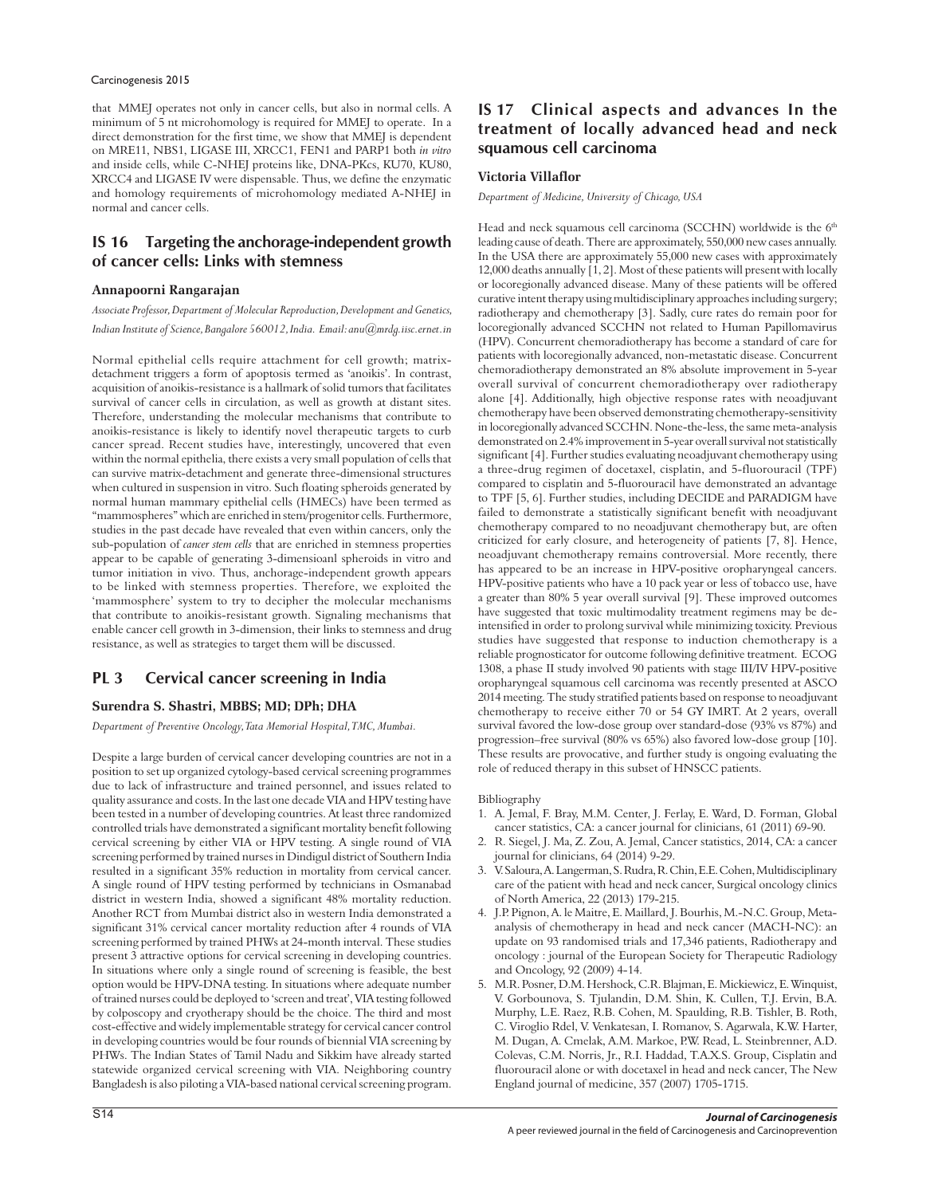that MMEJ operates not only in cancer cells, but also in normal cells. A minimum of 5 nt microhomology is required for MMEJ to operate. In a direct demonstration for the first time, we show that MMEJ is dependent on MRE11, NBS1, LIGASE III, XRCC1, FEN1 and PARP1 both *in vitro* and inside cells, while C-NHEJ proteins like, DNA-PKcs, KU70, KU80, XRCC4 and LIGASE IV were dispensable. Thus, we define the enzymatic and homology requirements of microhomology mediated A-NHEJ in normal and cancer cells.

## IS 16 Targeting the anchorage-independent growth of cancer cells: Links with stemness

### Annapoorni Rangarajan

*Associate Professor, Department of Molecular Reproduction, Development and Genetics, Indian Institute of Science, Bangalore 560012, India. Email: anu@mrdg.iisc.ernet.in*

Normal epithelial cells require attachment for cell growth; matrix-detachment triggers a form of apoptosis termed as 'anoikis'. In contrast, acquisition of anoikis-resistance is a hallmark of solid tumors that facilitates survival of cancer cells in circulation, as well as growth at distant sites. Therefore, understanding the molecular mechanisms that contribute to anoikis-resistance is likely to identify novel therapeutic targets to curb cancer spread. Recent studies have, interestingly, uncovered that even within the normal epithelia, there exists a very small population of cells that can survive matrix-detachment and generate three-dimensional structures when cultured in suspension in vitro. Such floating spheroids generated by normal human mammary epithelial cells (HMECs) have been termed as "mammospheres" which are enriched in stem/progenitor cells. Furthermore, studies in the past decade have revealed that even within cancers, only the sub-population of *cancer stem cells* that are enriched in stemness properties appear to be capable of generating 3-dimensioanl spheroids in vitro and tumor initiation in vivo. Thus, anchorage-independent growth appears to be linked with stemness properties. Therefore, we exploited the 'mammosphere' system to try to decipher the molecular mechanisms that contribute to anoikis-resistant growth. Signaling mechanisms that enable cancer cell growth in 3-dimension, their links to stemness and drug resistance, as well as strategies to target them will be discussed.

## PL 3 Cervical cancer screening in India

### Surendra S. Shastri, MBBS; MD; DPh; DHA

*Department of Preventive Oncology, Tata Memorial Hospital, TMC, Mumbai.*

Despite a large burden of cervical cancer developing countries are not in a position to set up organized cytology-based cervical screening programmes due to lack of infrastructure and trained personnel, and issues related to quality assurance and costs. In the last one decade VIA and HPV testing have been tested in a number of developing countries. At least three randomized controlled trials have demonstrated a significant mortality benefit following cervical screening by either VIA or HPV testing. A single round of VIA screening performed by trained nurses in Dindigul district of Southern India resulted in a significant 35% reduction in mortality from cervical cancer. A single round of HPV testing performed by technicians in Osmanabad district in western India, showed a significant 48% mortality reduction. Another RCT from Mumbai district also in western India demonstrated a significant 31% cervical cancer mortality reduction after 4 rounds of VIA screening performed by trained PHWs at 24-month interval. These studies present 3 attractive options for cervical screening in developing countries. In situations where only a single round of screening is feasible, the best option would be HPV-DNA testing. In situations where adequate number of trained nurses could be deployed to 'screen and treat', VIA testing followed by colposcopy and cryotherapy should be the choice. The third and most cost-effective and widely implementable strategy for cervical cancer control in developing countries would be four rounds of biennial VIA screening by PHWs. The Indian States of Tamil Nadu and Sikkim have already started statewide organized cervical screening with VIA. Neighboring country Bangladesh is also piloting a VIA-based national cervical screening program.

## IS 17 Clinical aspects and advances In the treatment of locally advanced head and neck squamous cell carcinoma

### Victoria Villaflor

*Department of Medicine, University of Chicago, USA*

Head and neck squamous cell carcinoma (SCCHN) worldwide is the 6th leading cause of death. There are approximately, 550,000 new cases annually. In the USA there are approximately 55,000 new cases with approximately 12,000 deaths annually [1, 2]. Most of these patients will present with locally or locoregionally advanced disease. Many of these patients will be offered curative intent therapy using multidisciplinary approaches including surgery; radiotherapy and chemotherapy [3]. Sadly, cure rates do remain poor for locoregionally advanced SCCHN not related to Human Papillomavirus (HPV). Concurrent chemoradiotherapy has become a standard of care for patients with locoregionally advanced, non-metastatic disease. Concurrent chemoradiotherapy demonstrated an 8% absolute improvement in 5-year overall survival of concurrent chemoradiotherapy over radiotherapy alone [4]. Additionally, high objective response rates with neoadjuvant chemotherapy have been observed demonstrating chemotherapy-sensitivity in locoregionally advanced SCCHN. None-the-less, the same meta-analysis demonstrated on 2.4% improvement in 5-year overall survival not statistically significant [4]. Further studies evaluating neoadjuvant chemotherapy using a three-drug regimen of docetaxel, cisplatin, and 5-fluorouracil (TPF) compared to cisplatin and 5-fluorouracil have demonstrated an advantage to TPF [5, 6]. Further studies, including DECIDE and PARADIGM have failed to demonstrate a statistically significant benefit with neoadjuvant chemotherapy compared to no neoadjuvant chemotherapy but, are often criticized for early closure, and heterogeneity of patients [7, 8]. Hence, neoadjuvant chemotherapy remains controversial. More recently, there has appeared to be an increase in HPV-positive oropharyngeal cancers. HPV-positive patients who have a 10 pack year or less of tobacco use, have a greater than 80% 5 year overall survival [9]. These improved outcomes have suggested that toxic multimodality treatment regimens may be de-intensified in order to prolong survival while minimizing toxicity. Previous studies have suggested that response to induction chemotherapy is a reliable prognosticator for outcome following definitive treatment. ECOG 1308, a phase II study involved 90 patients with stage III/IV HPV-positive oropharyngeal squamous cell carcinoma was recently presented at ASCO 2014 meeting. The study stratified patients based on response to neoadjuvant chemotherapy to receive either 70 or 54 GY IMRT. At 2 years, overall survival favored the low-dose group over standard-dose (93% vs 87%) and progression–free survival (80% vs 65%) also favored low-dose group [10]. These results are provocative, and further study is ongoing evaluating the role of reduced therapy in this subset of HNSCC patients.

Bibliography

1. A. Jemal, F. Bray, M.M. Center, J. Ferlay, E. Ward, D. Forman, Global cancer statistics, CA: a cancer journal for clinicians, 61 (2011) 69-90.
2. R. Siegel, J. Ma, Z. Zou, A. Jemal, Cancer statistics, 2014, CA: a cancer journal for clinicians, 64 (2014) 9-29.
3. V. Saloura, A. Langerman, S. Rudra, R. Chin, E.E. Cohen, Multidisciplinary care of the patient with head and neck cancer, Surgical oncology clinics of North America, 22 (2013) 179-215.
4. J.P. Pignon, A. le Maitre, E. Maillard, J. Bourhis, M.-N.C. Group, Meta-analysis of chemotherapy in head and neck cancer (MACH-NC): an update on 93 randomised trials and 17,346 patients, Radiotherapy and oncology : journal of the European Society for Therapeutic Radiology and Oncology, 92 (2009) 4-14.
5. M.R. Posner, D.M. Hershock, C.R. Blajman, E. Mickiewicz, E. Winquist, V. Gorbounova, S. Tjulandin, D.M. Shin, K. Cullen, T.J. Ervin, B.A. Murphy, L.E. Raez, R.B. Cohen, M. Spaulding, R.B. Tishler, B. Roth, C. Viroglio Rdel, V. Venkatesan, I. Romanov, S. Agarwala, K.W. Harter, M. Dugan, A. Cmelak, A.M. Markoe, P.W. Read, L. Steinbrenner, A.D. Colevas, C.M. Norris, Jr., R.I. Haddad, T.A.X.S. Group, Cisplatin and fluorouracil alone or with docetaxel in head and neck cancer, The New England journal of medicine, 357 (2007) 1705-1715.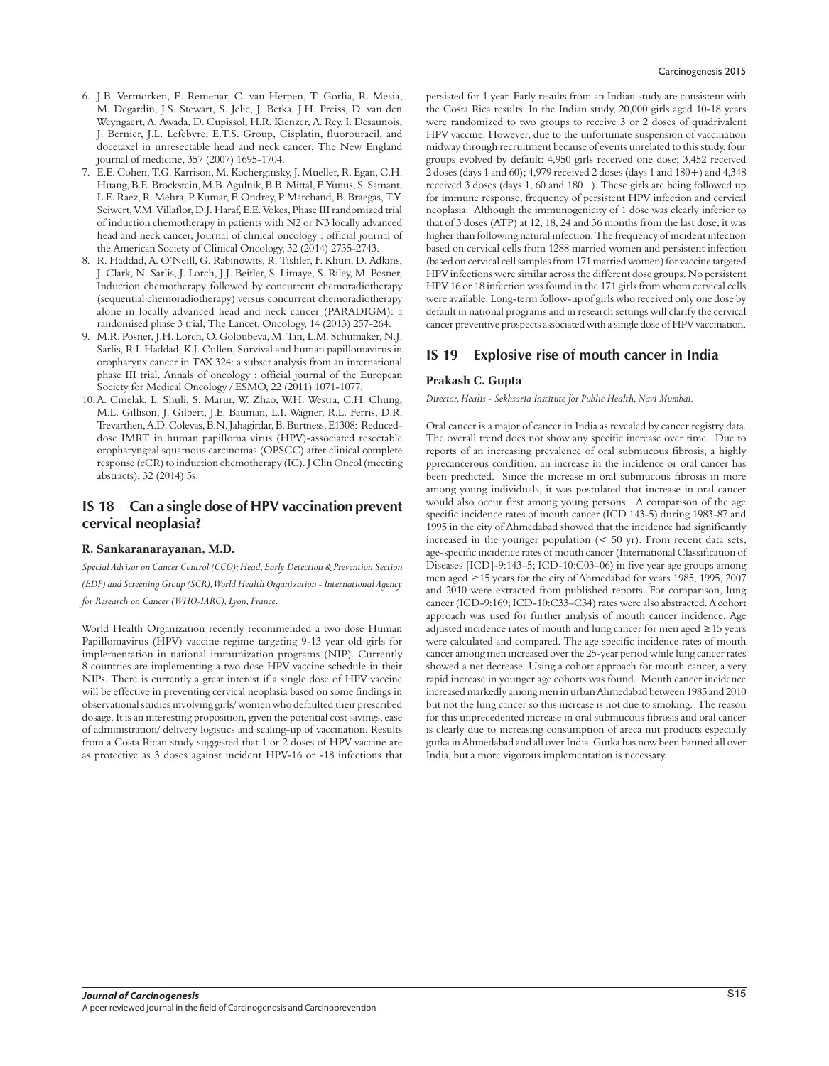6. J.B. Vermorken, E. Remenar, C. van Herpen, T. Gorlia, R. Mesia, M. Degardin, J.S. Stewart, S. Jelic, J. Betka, J.H. Preiss, D. van den Weyngaert, A. Awada, D. Cupissol, H.R. Kienzer, A. Rey, I. Desaunois, J. Bernier, J.L. Lefebvre, E.T.S. Group, Cisplatin, fluorouracil, and docetaxel in unresectable head and neck cancer, The New England journal of medicine, 357 (2007) 1695-1704.
7. E.E. Cohen, T.G. Karrison, M. Kocherginsky, J. Mueller, R. Egan, C.H. Huang, B.E. Brockstein, M.B. Agulnik, B.B. Mittal, F. Yunus, S. Samant, L.E. Raez, R. Mehra, P. Kumar, F. Ondrey, P. Marchand, B. Braegas, T.Y. Seiwert, V.M. Villaflor, D.J. Haraf, E.E. Vokes, Phase III randomized trial of induction chemotherapy in patients with N2 or N3 locally advanced head and neck cancer, Journal of clinical oncology : official journal of the American Society of Clinical Oncology, 32 (2014) 2735-2743.
8. R. Haddad, A. O'Neill, G. Rabinowits, R. Tishler, F. Khuri, D. Adkins, J. Clark, N. Sarlis, J. Lorch, J.J. Beitler, S. Limaye, S. Riley, M. Posner, Induction chemotherapy followed by concurrent chemoradiotherapy (sequential chemoradiotherapy) versus concurrent chemoradiotherapy alone in locally advanced head and neck cancer (PARADIGM): a randomised phase 3 trial, The Lancet. Oncology, 14 (2013) 257-264.
9. M.R. Posner, J.H. Lorch, O. Goloubeva, M. Tan, L.M. Schumaker, N.J. Sarlis, R.I. Haddad, K.J. Cullen, Survival and human papillomavirus in oropharynx cancer in TAX 324: a subset analysis from an international phase III trial, Annals of oncology : official journal of the European Society for Medical Oncology / ESMO, 22 (2011) 1071-1077.
10. A. Cmelak, L. Shuli, S. Marur, W. Zhao, W.H. Westra, C.H. Chung, M.L. Gillison, J. Gilbert, J.E. Bauman, L.I. Wagner, R.L. Ferris, D.R. Trevarthen, A.D. Colevas, B.N. Jahagirdar, B. Burtness, E1308: Reduced-dose IMRT in human papilloma virus (HPV)-associated resectable oropharyngeal squamous carcinomas (OPSCC) after clinical complete response (cCR) to induction chemotherapy (IC). J Clin Oncol (meeting abstracts), 32 (2014) 5s.

## IS 18 Can a single dose of HPV vaccination prevent cervical neoplasia?

### R. Sankaranarayanan, M.D.

*Special Advisor on Cancer Control (CCO); Head, Early Detection & Prevention Section (EDP) and Screening Group (SCR), World Health Organization - International Agency for Research on Cancer (WHO-IARC), Lyon, France.*

World Health Organization recently recommended a two dose Human Papillomavirus (HPV) vaccine regime targeting 9-13 year old girls for implementation in national immunization programs (NIP). Currently 8 countries are implementing a two dose HPV vaccine schedule in their NIPs. There is currently a great interest if a single dose of HPV vaccine will be effective in preventing cervical neoplasia based on some findings in observational studies involving girls/ women who defaulted their prescribed dosage. It is an interesting proposition, given the potential cost savings, ease of administration/ delivery logistics and scaling-up of vaccination. Results from a Costa Rican study suggested that 1 or 2 doses of HPV vaccine are as protective as 3 doses against incident HPV-16 or -18 infections that persisted for 1 year. Early results from an Indian study are consistent with the Costa Rica results. In the Indian study, 20,000 girls aged 10-18 years were randomized to two groups to receive 3 or 2 doses of quadrivalent HPV vaccine. However, due to the unfortunate suspension of vaccination midway through recruitment because of events unrelated to this study, four groups evolved by default: 4,950 girls received one dose; 3,452 received 2 doses (days 1 and 60); 4,979 received 2 doses (days 1 and 180+) and 4,348 received 3 doses (days 1, 60 and 180+). These girls are being followed up for immune response, frequency of persistent HPV infection and cervical neoplasia. Although the immunogenicity of 1 dose was clearly inferior to that of 3 doses (ATP) at 12, 18, 24 and 36 months from the last dose, it was higher than following natural infection. The frequency of incident infection based on cervical cells from 1288 married women and persistent infection (based on cervical cell samples from 171 married women) for vaccine targeted HPV infections were similar across the different dose groups. No persistent HPV 16 or 18 infection was found in the 171 girls from whom cervical cells were available. Long-term follow-up of girls who received only one dose by default in national programs and in research settings will clarify the cervical cancer preventive prospects associated with a single dose of HPV vaccination.

## IS 19 Explosive rise of mouth cancer in India

### Prakash C. Gupta

*Director, Healis - Sekhsaria Institute for Public Health, Navi Mumbai.*

Oral cancer is a major of cancer in India as revealed by cancer registry data. The overall trend does not show any specific increase over time. Due to reports of an increasing prevalence of oral submucous fibrosis, a highly pprecancerous condition, an increase in the incidence or oral cancer has been predicted. Since the increase in oral submucous fibrosis in more among young individuals, it was postulated that increase in oral cancer would also occur first among young persons. A comparison of the age specific incidence rates of mouth cancer (ICD 143-5) during 1983-87 and 1995 in the city of Ahmedabad showed that the incidence had significantly increased in the younger population (< 50 yr). From recent data sets, age-specific incidence rates of mouth cancer (International Classification of Diseases [ICD]-9:143–5; ICD-10:C03–06) in five year age groups among men aged ≥15 years for the city of Ahmedabad for years 1985, 1995, 2007 and 2010 were extracted from published reports. For comparison, lung cancer (ICD-9:169; ICD-10:C33–C34) rates were also abstracted. A cohort approach was used for further analysis of mouth cancer incidence. Age adjusted incidence rates of mouth and lung cancer for men aged ≥15 years were calculated and compared. The age specific incidence rates of mouth cancer among men increased over the 25-year period while lung cancer rates showed a net decrease. Using a cohort approach for mouth cancer, a very rapid increase in younger age cohorts was found. Mouth cancer incidence increased markedly among men in urban Ahmedabad between 1985 and 2010 but not the lung cancer so this increase is not due to smoking. The reason for this unprecedented increase in oral submucous fibrosis and oral cancer is clearly due to increasing consumption of areca nut products especially gutka in Ahmedabad and all over India. Gutka has now been banned all over India, but a more vigorous implementation is necessary.